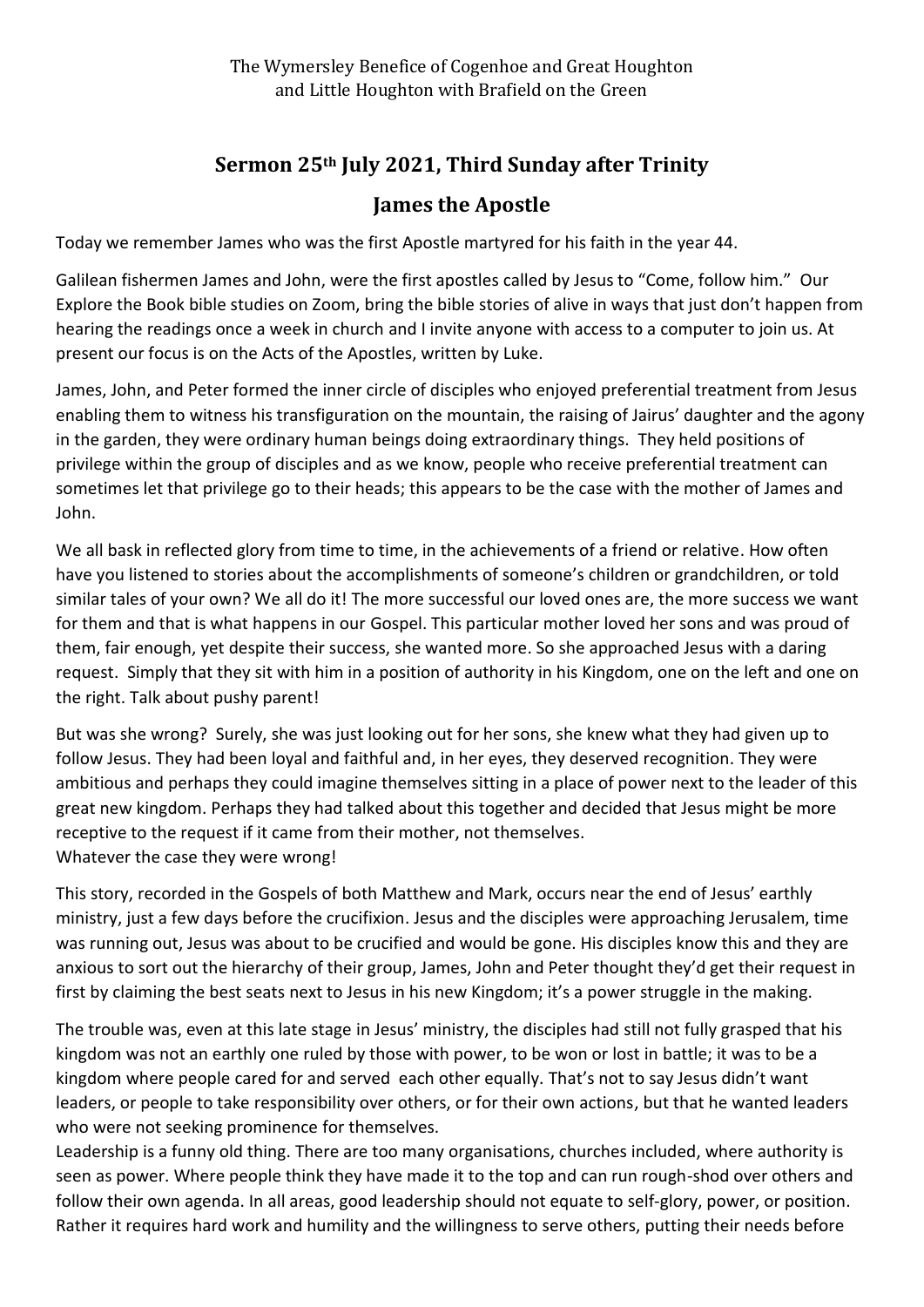The Wymersley Benefice of Cogenhoe and Great Houghton and Little Houghton with Brafield on the Green

# Sermon 25th July 2021, Third Sunday after Trinity

## James the Apostle

Today we remember James who was the first Apostle martyred for his faith in the year 44.

Galilean fishermen James and John, were the first apostles called by Jesus to "Come, follow him." Our Explore the Book bible studies on Zoom, bring the bible stories of alive in ways that just don't happen from hearing the readings once a week in church and I invite anyone with access to a computer to join us. At present our focus is on the Acts of the Apostles, written by Luke.

James, John, and Peter formed the inner circle of disciples who enjoyed preferential treatment from Jesus enabling them to witness his transfiguration on the mountain, the raising of Jairus' daughter and the agony in the garden, they were ordinary human beings doing extraordinary things. They held positions of privilege within the group of disciples and as we know, people who receive preferential treatment can sometimes let that privilege go to their heads; this appears to be the case with the mother of James and John.

We all bask in reflected glory from time to time, in the achievements of a friend or relative. How often have you listened to stories about the accomplishments of someone's children or grandchildren, or told similar tales of your own? We all do it! The more successful our loved ones are, the more success we want for them and that is what happens in our Gospel. This particular mother loved her sons and was proud of them, fair enough, yet despite their success, she wanted more. So she approached Jesus with a daring request. Simply that they sit with him in a position of authority in his Kingdom, one on the left and one on the right. Talk about pushy parent!

But was she wrong? Surely, she was just looking out for her sons, she knew what they had given up to follow Jesus. They had been loyal and faithful and, in her eyes, they deserved recognition. They were ambitious and perhaps they could imagine themselves sitting in a place of power next to the leader of this great new kingdom. Perhaps they had talked about this together and decided that Jesus might be more receptive to the request if it came from their mother, not themselves.
Whatever the case they were wrong!

This story, recorded in the Gospels of both Matthew and Mark, occurs near the end of Jesus' earthly ministry, just a few days before the crucifixion. Jesus and the disciples were approaching Jerusalem, time was running out, Jesus was about to be crucified and would be gone. His disciples know this and they are anxious to sort out the hierarchy of their group, James, John and Peter thought they'd get their request in first by claiming the best seats next to Jesus in his new Kingdom; it's a power struggle in the making.

The trouble was, even at this late stage in Jesus' ministry, the disciples had still not fully grasped that his kingdom was not an earthly one ruled by those with power, to be won or lost in battle; it was to be a kingdom where people cared for and served each other equally. That's not to say Jesus didn't want leaders, or people to take responsibility over others, or for their own actions, but that he wanted leaders who were not seeking prominence for themselves.
Leadership is a funny old thing. There are too many organisations, churches included, where authority is seen as power. Where people think they have made it to the top and can run rough-shod over others and follow their own agenda. In all areas, good leadership should not equate to self-glory, power, or position. Rather it requires hard work and humility and the willingness to serve others, putting their needs before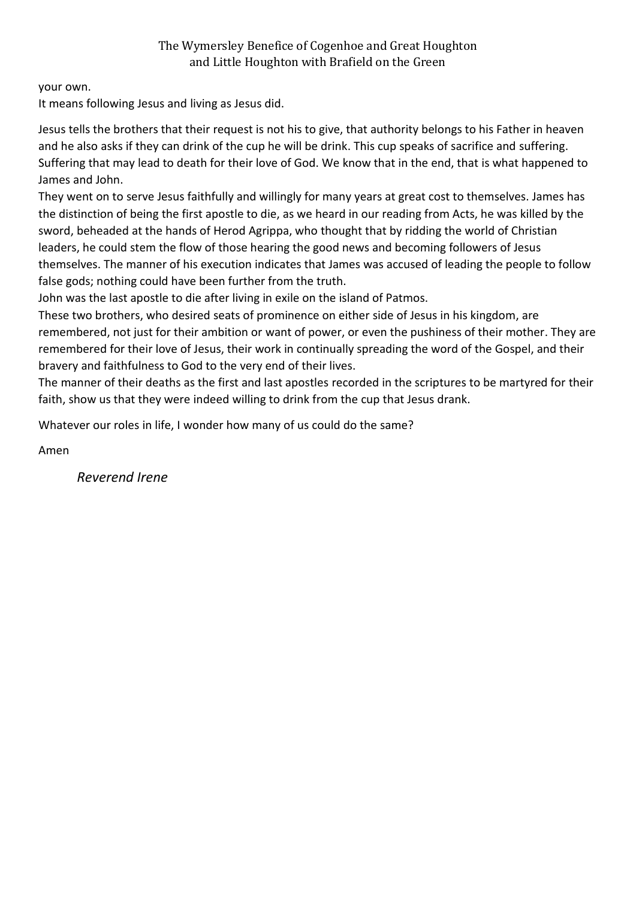your own.

It means following Jesus and living as Jesus did.

Jesus tells the brothers that their request is not his to give, that authority belongs to his Father in heaven and he also asks if they can drink of the cup he will be drink. This cup speaks of sacrifice and suffering. Suffering that may lead to death for their love of God. We know that in the end, that is what happened to James and John.

They went on to serve Jesus faithfully and willingly for many years at great cost to themselves. James has the distinction of being the first apostle to die, as we heard in our reading from Acts, he was killed by the sword, beheaded at the hands of Herod Agrippa, who thought that by ridding the world of Christian leaders, he could stem the flow of those hearing the good news and becoming followers of Jesus themselves. The manner of his execution indicates that James was accused of leading the people to follow false gods; nothing could have been further from the truth.

John was the last apostle to die after living in exile on the island of Patmos.

These two brothers, who desired seats of prominence on either side of Jesus in his kingdom, are remembered, not just for their ambition or want of power, or even the pushiness of their mother. They are remembered for their love of Jesus, their work in continually spreading the word of the Gospel, and their bravery and faithfulness to God to the very end of their lives.

The manner of their deaths as the first and last apostles recorded in the scriptures to be martyred for their faith, show us that they were indeed willing to drink from the cup that Jesus drank.

Whatever our roles in life, I wonder how many of us could do the same?

Amen

*Reverend Irene*